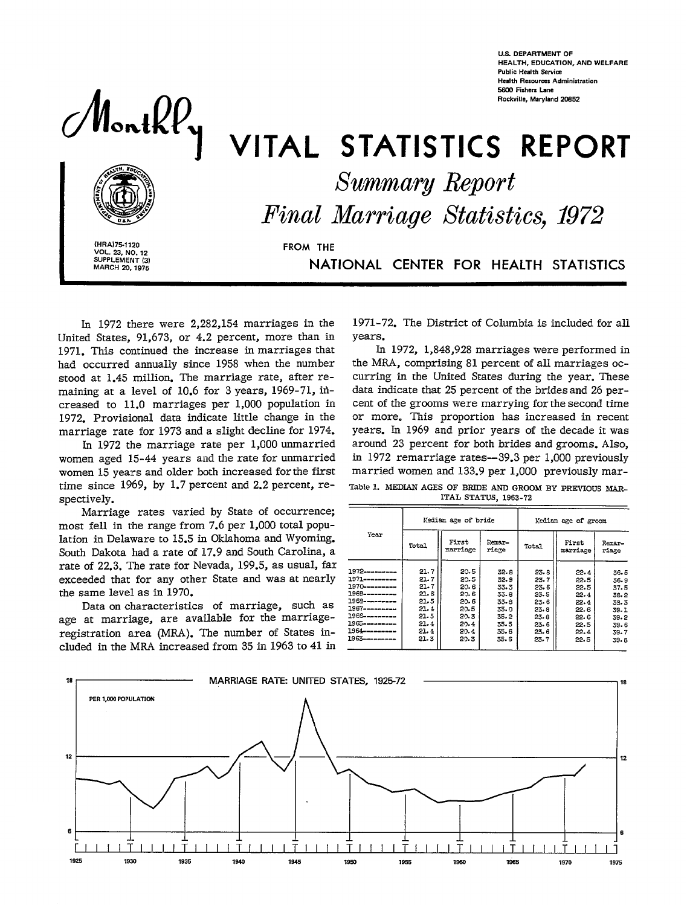U.S. DEPARTMENT OF HEALTH, EDUCATION, AND WELFARE
Public Health Service
Health Resources Administration
5600 Fishers Lane
Rockville, Maryland 20852

# Monthly VITAL STATISTICS REPORT

## *Summary Report*

## *Final Marriage Statistics, 1972*

(HRA)75-1120
VOL. 23, NO. 12
SUPPLEMENT (3)
MARCH 20, 1975

FROM THE NATIONAL CENTER FOR HEALTH STATISTICS

In 1972 there were 2,282,154 marriages in the United States, 91,673, or 4.2 percent, more than in 1971. This continued the increase in marriages that had occurred annually since 1958 when the number stood at 1.45 million. The marriage rate, after remaining at a level of 10.6 for 3 years, 1969-71, increased to 11.0 marriages per 1,000 population in 1972. Provisional data indicate little change in the marriage rate for 1973 and a slight decline for 1974.

In 1972 the marriage rate per 1,000 unmarried women aged 15-44 years and the rate for unmarried women 15 years and older both increased for the first time since 1969, by 1.7 percent and 2.2 percent, respectively.

Marriage rates varied by State of occurrence; most fell in the range from 7.6 per 1,000 total population in Delaware to 15.5 in Oklahoma and Wyoming. South Dakota had a rate of 17.9 and South Carolina, a rate of 22.3. The rate for Nevada, 199.5, as usual, far exceeded that for any other State and was at nearly the same level as in 1970.

Data on characteristics of marriage, such as age at marriage, are available for the marriage-registration area (MRA). The number of States included in the MRA increased from 35 in 1963 to 41 in 1971-72. The District of Columbia is included for all years.

In 1972, 1,848,928 marriages were performed in the MRA, comprising 81 percent of all marriages occurring in the United States during the year. These data indicate that 25 percent of the brides and 26 percent of the grooms were marrying for the second time or more. This proportion has increased in recent years. In 1969 and prior years of the decade it was around 23 percent for both brides and grooms. Also, in 1972 remarriage rates—39.3 per 1,000 previously married women and 133.9 per 1,000 previously mar-

Table 1. MEDIAN AGES OF BRIDE AND GROOM BY PREVIOUS MARITAL STATUS, 1963-72

| Year | Median age of bride | | | Median age of groom | | |
|---|---|---|---|---|---|---|
| | Total | First marriage | Remarriage | Total | First marriage | Remarriage |
| 1972 | 21.7 | 20.5 | 32.8 | 23.8 | 22.4 | 36.5 |
| 1971 | 21.7 | 20.5 | 32.9 | 23.7 | 22.5 | 36.9 |
| 1970 | 21.7 | 20.6 | 33.3 | 23.6 | 22.5 | 37.5 |
| 1969 | 21.6 | 20.6 | 33.8 | 23.5 | 22.4 | 38.2 |
| 1968 | 21.5 | 20.6 | 33.8 | 23.6 | 22.4 | 38.3 |
| 1967 | 21.4 | 20.5 | 35.0 | 23.8 | 22.6 | 39.1 |
| 1966 | 21.5 | 20.3 | 35.2 | 23.8 | 22.6 | 39.2 |
| 1965 | 21.4 | 20.4 | 35.5 | 23.6 | 22.5 | 39.6 |
| 1964 | 21.4 | 20.4 | 35.6 | 23.6 | 22.4 | 39.7 |
| 1963 | 21.3 | 20.3 | 35.6 | 23.7 | 22.5 | 39.8 |

MARRIAGE RATE: UNITED STATES, 1925-72

PER 1,000 POPULATION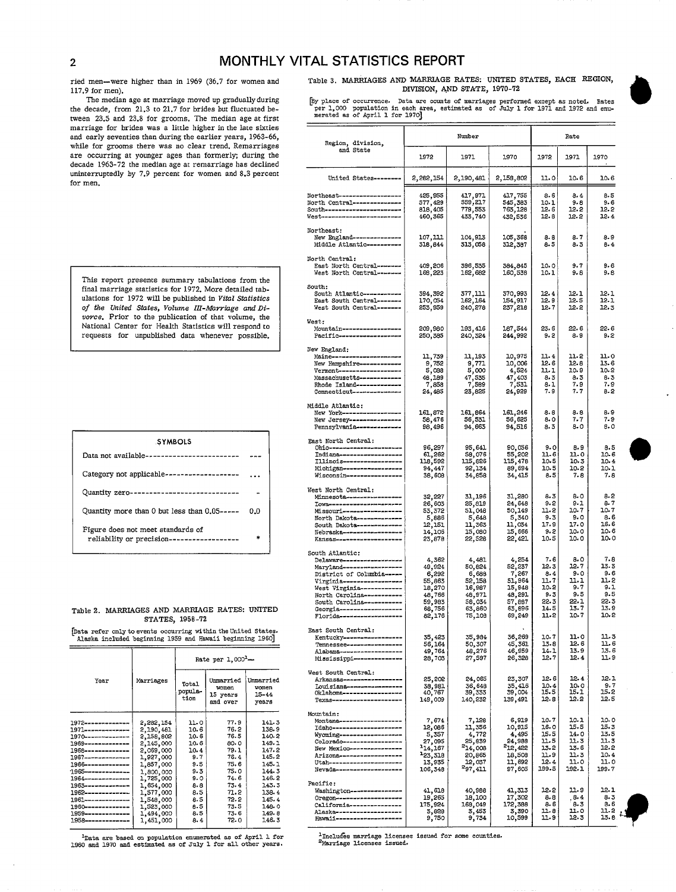ried men—were higher than in 1969 (36.7 for women and 117.9 for men).

The median age at marriage moved up gradually during the decade, from 21.3 to 21.7 for brides but fluctuated between 23.5 and 23.8 for grooms. The median age at first marriage for brides was a little higher in the late sixties and early seventies than during the earlier years, 1963-66, while for grooms there was no clear trend. Remarriages are occurring at younger ages than formerly; during the decade 1963-72 the median age at remarriage has declined uninterruptedly by 7.9 percent for women and 8.3 percent for men.

This report presents summary tabulations from the final marriage statistics for 1972. More detailed tabulations for 1972 will be published in *Vital Statistics of the United States, Volume III-Marriage and Divorce*. Prior to the publication of that volume, the National Center for Health Statistics will respond to requests for unpublished data whenever possible.

| SYMBOLS | |
|---|---|
| Data not available | --- |
| Category not applicable | ... |
| Quantity zero | - |
| Quantity more than 0 but less than 0.05 | 0.0 |
| Figure does not meet standards of reliability or precision | * |

Table 2. MARRIAGES AND MARRIAGE RATES: UNITED STATES, 1958-72

[Data refer only to events occurring within the United States. Alaska included beginning 1959 and Hawaii beginning 1960]

| Year | Marriages | Rate per 1,000[1]— | | |
|---|---|---|---|---|
| | | Total population | Unmarried women 15 years and over | Unmarried women 15-44 years |
| 1972 | 2,282,154 | 11.0 | 77.9 | 141.3 |
| 1971 | 2,190,481 | 10.6 | 76.2 | 138.9 |
| 1970 | 2,158,802 | 10.6 | 76.5 | 140.2 |
| 1969 | 2,145,000 | 10.6 | 80.0 | 149.1 |
| 1968 | 2,069,000 | 10.4 | 79.1 | 147.2 |
| 1967 | 1,927,000 | 9.7 | 76.4 | 145.2 |
| 1966 | 1,857,000 | 9.5 | 75.6 | 145.1 |
| 1965 | 1,800,000 | 9.3 | 75.0 | 144.3 |
| 1964 | 1,725,000 | 9.0 | 74.6 | 146.2 |
| 1963 | 1,654,000 | 8.8 | 73.4 | 143.3 |
| 1962 | 1,577,000 | 8.5 | 71.2 | 138.4 |
| 1961 | 1,548,000 | 8.5 | 72.2 | 145.4 |
| 1960 | 1,523,000 | 8.5 | 73.5 | 148.0 |
| 1959 | 1,494,000 | 8.5 | 73.6 | 149.8 |
| 1958 | 1,451,000 | 8.4 | 72.0 | 146.3 |

[1]Data are based on population enumerated as of April 1 for 1960 and 1970 and estimated as of July 1 for all other years.

Table 3. MARRIAGES AND MARRIAGE RATES: UNITED STATES, EACH REGION, DIVISION, AND STATE, 1970-72

[By place of occurrence. Data are counts of marriages performed except as noted. Rates per 1,000 population in each area, estimated as of July 1 for 1971 and 1972 and enumerated as of April 1 for 1970]

| Region, division, and State | Number | | | Rate | | |
|---|---|---|---|---|---|---|
| | 1972 | 1971 | 1970 | 1972 | 1971 | 1970 |
| United States | 2,282,154 | 2,190,481 | 2,158,802 | 11.0 | 10.6 | 10.6 |
| Northeast | 425,955 | 417,971 | 417,755 | 8.6 | 8.4 | 8.5 |
| North Central | 577,429 | 559,217 | 545,383 | 10.1 | 9.8 | 9.6 |
| South | 818,405 | 779,553 | 763,128 | 12.6 | 12.2 | 12.2 |
| West | 460,365 | 433,740 | 432,536 | 12.8 | 12.2 | 12.4 |
| Northeast: | | | | | | |
| New England | 107,111 | 104,913 | 105,368 | 8.8 | 8.7 | 8.9 |
| Middle Atlantic | 318,844 | 313,058 | 312,387 | 8.5 | 8.3 | 8.4 |
| North Central: | | | | | | |
| East North Central | 409,206 | 396,535 | 384,845 | 10.0 | 9.7 | 9.6 |
| West North Central | 168,223 | 162,682 | 160,538 | 10.1 | 9.8 | 9.8 |
| South: | | | | | | |
| South Atlantic | 394,392 | 377,111 | 370,993 | 12.4 | 12.1 | 12.1 |
| East South Central | 170,054 | 162,164 | 154,917 | 12.9 | 12.5 | 12.1 |
| West South Central | 253,959 | 240,278 | 237,218 | 12.7 | 12.2 | 12.3 |
| West: | | | | | | |
| Mountain | 209,980 | 193,416 | 187,544 | 23.6 | 22.6 | 22.6 |
| Pacific | 250,385 | 240,324 | 244,992 | 9.2 | 8.9 | 9.2 |
| New England: | | | | | | |
| Maine | 11,739 | 11,193 | 10,975 | 11.4 | 11.2 | 11.0 |
| New Hampshire | 9,752 | 9,771 | 10,006 | 12.6 | 12.8 | 13.6 |
| Vermont | 5,088 | 5,000 | 4,524 | 11.1 | 10.9 | 10.2 |
| Massachusetts | 48,189 | 47,535 | 47,403 | 8.3 | 8.3 | 8.3 |
| Rhode Island | 7,858 | 7,589 | 7,531 | 8.1 | 7.9 | 7.9 |
| Connecticut | 24,485 | 23,825 | 24,929 | 7.9 | 7.7 | 8.2 |
| Middle Atlantic: | | | | | | |
| New York | 161,872 | 161,864 | 161,246 | 8.8 | 8.8 | 8.9 |
| New Jersey | 58,476 | 56,531 | 56,625 | 8.0 | 7.7 | 7.9 |
| Pennsylvania | 98,496 | 94,663 | 94,516 | 8.3 | 8.0 | 8.0 |
| East North Central: | | | | | | |
| Ohio | 96,297 | 95,641 | 90,056 | 9.0 | 8.9 | 8.5 |
| Indiana | 61,262 | 58,076 | 55,202 | 11.6 | 11.0 | 10.6 |
| Illinois | 118,592 | 115,826 | 115,478 | 10.5 | 10.3 | 10.4 |
| Michigan | 94,447 | 92,134 | 89,694 | 10.5 | 10.2 | 10.1 |
| Wisconsin | 38,608 | 34,858 | 34,415 | 8.5 | 7.8 | 7.8 |
| West North Central: | | | | | | |
| Minnesota | 32,227 | 31,196 | 31,280 | 8.3 | 8.0 | 8.2 |
| Iowa | 26,603 | 25,819 | 24,648 | 9.2 | 9.1 | 8.7 |
| Missouri | 53,372 | 51,048 | 50,149 | 11.2 | 10.7 | 10.7 |
| North Dakota | 5,886 | 5,648 | 5,340 | 9.3 | 9.0 | 8.6 |
| South Dakota | 12,151 | 11,363 | 11,034 | 17.9 | 17.0 | 16.6 |
| Nebraska | 14,106 | 15,080 | 15,666 | 9.2 | 10.0 | 10.6 |
| Kansas | 23,878 | 22,528 | 22,421 | 10.5 | 10.0 | 10.0 |
| South Atlantic: | | | | | | |
| Delaware | 4,362 | 4,481 | 4,254 | 7.6 | 8.0 | 7.8 |
| Maryland | 49,824 | 50,824 | 52,237 | 12.3 | 12.7 | 13.3 |
| District of Columbia | 6,292 | 6,688 | 7,267 | 8.4 | 9.0 | 9.6 |
| Virginia | 55,863 | 52,158 | 51,964 | 11.7 | 11.1 | 11.2 |
| West Virginia | 18,270 | 16,987 | 15,948 | 10.2 | 9.7 | 9.1 |
| North Carolina | 48,766 | 48,971 | 48,291 | 9.3 | 9.5 | 9.5 |
| South Carolina | 59,983 | 58,034 | 57,887 | 22.3 | 22.1 | 22.3 |
| Georgia | 68,756 | 63,860 | 63,896 | 14.5 | 13.7 | 13.9 |
| Florida | 82,176 | 75,108 | 69,249 | 11.2 | 10.7 | 10.2 |
| East South Central: | | | | | | |
| Kentucky | 35,423 | 35,984 | 36,269 | 10.7 | 11.0 | 11.3 |
| Tennessee | 56,164 | 50,307 | 45,361 | 13.8 | 12.6 | 11.6 |
| Alabama | 49,764 | 48,276 | 46,959 | 14.1 | 13.9 | 13.6 |
| Mississippi | 28,703 | 27,597 | 26,328 | 12.7 | 12.4 | 11.9 |
| West South Central: | | | | | | |
| Arkansas | 25,202 | 24,065 | 23,307 | 12.6 | 12.4 | 12.1 |
| Louisiana | 38,981 | 36,648 | 35,416 | 10.4 | 10.0 | 9.7 |
| Oklahoma | 40,767 | 39,333 | 39,004 | 15.5 | 15.1 | 15.2 |
| Texas | 149,009 | 140,232 | 139,491 | 12.8 | 12.2 | 12.5 |
| Mountain: | | | | | | |
| Montana | 7,674 | 7,128 | 6,919 | 10.7 | 10.1 | 10.0 |
| Idaho | 12,086 | 11,356 | 10,915 | 16.0 | 15.5 | 15.3 |
| Wyoming | 5,357 | 4,772 | 4,495 | 15.5 | 14.0 | 13.5 |
| Colorado | 27,095 | 25,839 | 24,988 | 11.5 | 11.3 | 11.3 |
| New Mexico | [1]14,167 | [2]14,008 | [2]12,422 | 13.2 | 13.6 | 12.2 |
| Arizona | [1]23,318 | 20,865 | 18,508 | 11.9 | 11.3 | 10.4 |
| Utah | 13,935 | 12,037 | 11,692 | 12.4 | 11.0 | 11.0 |
| Nevada | 106,348 | [2]97,411 | 97,605 | 199.5 | 192.1 | 199.7 |
| Pacific: | | | | | | |
| Washington | 41,618 | 40,988 | 41,313 | 12.2 | 11.9 | 12.1 |
| Oregon | 19,265 | 18,100 | 17,302 | 8.8 | 8.4 | 8.3 |
| California | 175,924 | 168,049 | 172,388 | 8.6 | 8.3 | 8.6 |
| Alaska | 3,828 | 3,453 | 3,390 | 11.8 | 11.0 | 11.2 |
| Hawaii | 9,750 | 9,734 | 10,599 | 11.9 | 12.3 | 13.8 |

[1]Includes marriage licenses issued for some counties.
[2]Marriage licenses issued.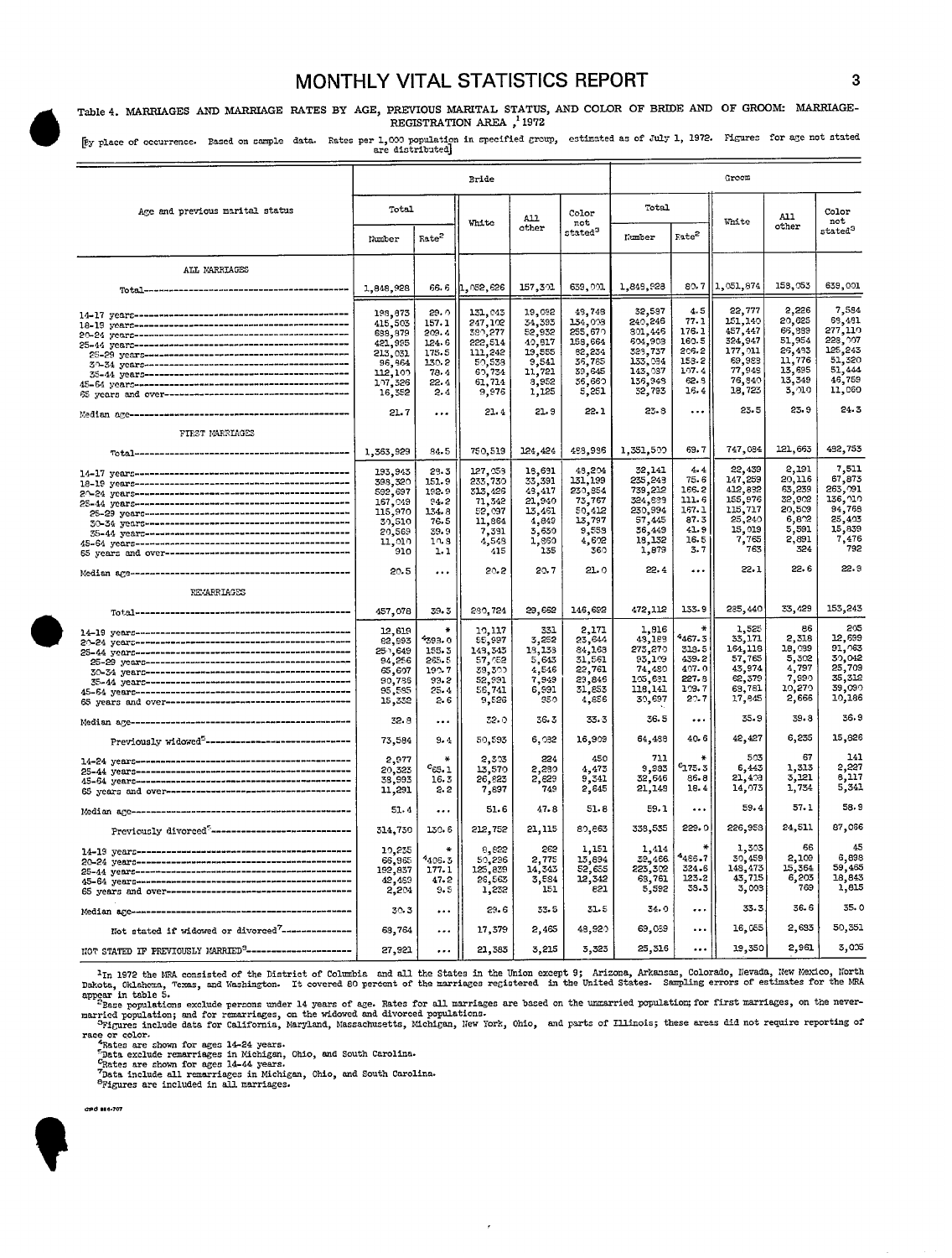Table 4. MARRIAGES AND MARRIAGE RATES BY AGE, PREVIOUS MARITAL STATUS, AND COLOR OF BRIDE AND OF GROOM: MARRIAGE-REGISTRATION AREA,[1] 1972

[By place of occurrence. Based on sample data. Rates per 1,000 population in specified group, estimated as of July 1, 1972. Figures for age not stated are distributed]

| Age and previous marital status | Bride | | | | | Groom | | | | |
|---|---|---|---|---|---|---|---|---|---|---|
| | Total | | White | All other | Color not stated[3] | Total | | White | All other | Color not stated[3] |
| | Number | Rate[2] | | | | Number | Rate[2] | | | |
| **ALL MARRIAGES** | | | | | | | | | | |
| Total | 1,848,928 | 66.6 | 1,052,626 | 157,301 | 639,001 | 1,849,928 | 80.7 | 1,051,874 | 158,053 | 639,001 |
| 14-17 years | 198,873 | 29.0 | 131,043 | 19,092 | 48,748 | 32,587 | 4.5 | 22,777 | 2,226 | 7,584 |
| 18-19 years | 415,503 | 157.1 | 247,102 | 34,393 | 134,008 | 240,246 | 77.1 | 151,140 | 20,625 | 68,481 |
| 20-24 years | 688,879 | 209.4 | 380,277 | 52,932 | 255,670 | 801,446 | 176.1 | 457,447 | 66,889 | 277,110 |
| 25-44 years | 421,995 | 124.6 | 222,514 | 40,817 | 158,664 | 604,908 | 160.5 | 324,947 | 51,954 | 228,007 |
| 25-29 years | 213,031 | 175.5 | 111,242 | 19,555 | 82,234 | 328,737 | 209.2 | 177,011 | 26,483 | 125,243 |
| 30-34 years | 96,864 | 130.2 | 50,538 | 9,541 | 36,785 | 133,084 | 153.2 | 69,988 | 11,776 | 51,320 |
| 35-44 years | 112,100 | 78.4 | 60,734 | 11,721 | 39,645 | 143,087 | 107.4 | 77,948 | 13,695 | 51,444 |
| 45-64 years | 107,326 | 22.4 | 61,714 | 8,952 | 36,660 | 136,948 | 62.8 | 76,840 | 13,349 | 46,759 |
| 65 years and over | 16,352 | 2.4 | 9,976 | 1,125 | 5,251 | 32,783 | 16.4 | 18,723 | 3,010 | 11,050 |
| Median age | 21.7 | ... | 21.4 | 21.9 | 22.1 | 23.8 | ... | 23.5 | 23.9 | 24.3 |
| **FIRST MARRIAGES** | | | | | | | | | | |
| Total | 1,363,929 | 84.5 | 750,519 | 124,424 | 488,986 | 1,351,500 | 69.7 | 747,084 | 121,663 | 482,753 |
| 14-17 years | 193,943 | 28.3 | 127,058 | 18,681 | 48,204 | 32,141 | 4.4 | 22,439 | 2,191 | 7,511 |
| 18-19 years | 398,320 | 151.9 | 233,730 | 33,391 | 131,199 | 235,248 | 75.6 | 147,259 | 20,116 | 67,873 |
| 20-24 years | 592,697 | 192.9 | 313,426 | 48,417 | 230,854 | 739,212 | 166.2 | 412,832 | 63,289 | 263,091 |
| 25-44 years | 167,049 | 94.2 | 71,342 | 21,940 | 73,767 | 324,889 | 111.6 | 155,976 | 32,902 | 136,010 |
| 25-29 years | 115,970 | 134.8 | 52,097 | 13,461 | 50,412 | 230,994 | 167.1 | 115,717 | 20,509 | 94,768 |
| 30-34 years | 30,510 | 76.5 | 11,864 | 4,849 | 13,797 | 57,445 | 87.3 | 25,240 | 6,802 | 25,403 |
| 35-44 years | 20,569 | 39.9 | 7,391 | 3,650 | 9,558 | 36,449 | 41.9 | 15,019 | 5,591 | 15,839 |
| 45-64 years | 11,010 | 10.8 | 4,548 | 1,860 | 4,602 | 18,132 | 16.5 | 7,765 | 2,891 | 7,476 |
| 65 years and over | 910 | 1.1 | 415 | 135 | 360 | 1,879 | 3.7 | 763 | 324 | 792 |
| Median age | 20.5 | ... | 20.2 | 20.7 | 21.0 | 22.4 | ... | 22.1 | 22.6 | 22.9 |
| **REMARRIAGES** | | | | | | | | | | |
| Total | 457,078 | 39.3 | 280,724 | 29,662 | 146,692 | 472,112 | 133.9 | 285,440 | 33,429 | 153,243 |
| 14-19 years | 12,619 | * | 10,117 | 331 | 2,171 | 1,816 | * | 1,525 | 86 | 205 |
| 20-24 years | 82,993 | [4]393.0 | 55,997 | 3,252 | 23,644 | 49,189 | [4]467.3 | 33,171 | 2,318 | 12,699 |
| 25-44 years | 250,649 | 155.3 | 148,343 | 18,138 | 84,168 | 273,270 | 318.5 | 164,118 | 18,089 | 91,063 |
| 25-29 years | 94,256 | 265.5 | 57,052 | 5,643 | 31,561 | 95,109 | 439.2 | 57,765 | 5,302 | 30,042 |
| 30-34 years | 65,697 | 190.7 | 39,300 | 4,546 | 22,761 | 74,480 | 407.0 | 43,974 | 4,797 | 25,709 |
| 35-44 years | 90,788 | 93.2 | 52,991 | 7,949 | 29,848 | 103,681 | 227.8 | 62,379 | 7,990 | 35,312 |
| 45-64 years | 95,585 | 25.4 | 56,741 | 6,991 | 31,853 | 118,141 | 109.7 | 68,781 | 10,270 | 39,090 |
| 65 years and over | 15,332 | 2.6 | 9,526 | 950 | 4,856 | 30,697 | 20.7 | 17,845 | 2,666 | 10,186 |
| Median age | 32.8 | ... | 32.0 | 36.3 | 33.3 | 36.5 | ... | 35.9 | 39.8 | 36.9 |
| Previously widowed[5] | 73,584 | 9.4 | 50,593 | 6,082 | 16,909 | 64,488 | 40.6 | 42,427 | 6,235 | 15,826 |
| 14-24 years | 2,977 | * | 2,303 | 224 | 450 | 711 | * | 503 | 67 | 141 |
| 25-44 years | 20,323 | [6]65.1 | 13,570 | 2,280 | 4,473 | 9,983 | [6]175.3 | 6,443 | 1,313 | 2,227 |
| 45-64 years | 38,993 | 16.3 | 26,823 | 2,829 | 9,341 | 32,646 | 86.8 | 21,409 | 3,121 | 8,117 |
| 65 years and over | 11,291 | 2.2 | 7,897 | 749 | 2,645 | 21,148 | 18.4 | 14,073 | 1,734 | 5,341 |
| Median age | 51.4 | ... | 51.6 | 47.8 | 51.8 | 59.1 | ... | 59.4 | 57.1 | 58.9 |
| Previously divorced[5] | 314,730 | 130.6 | 212,752 | 21,115 | 80,863 | 338,535 | 229.0 | 226,958 | 24,511 | 87,066 |
| 14-19 years | 10,235 | * | 8,822 | 262 | 1,151 | 1,414 | * | 1,303 | 66 | 45 |
| 20-24 years | 66,965 | [4]406.3 | 50,296 | 2,775 | 13,894 | 39,466 | [4]485.7 | 30,459 | 2,109 | 6,898 |
| 25-44 years | 192,837 | 177.1 | 125,839 | 14,343 | 52,655 | 223,302 | 324.6 | 148,473 | 15,364 | 59,465 |
| 45-64 years | 42,489 | 47.2 | 26,563 | 3,584 | 12,342 | 68,761 | 123.2 | 43,715 | 6,203 | 18,843 |
| 65 years and over | 2,204 | 9.5 | 1,232 | 151 | 821 | 5,592 | 38.3 | 3,008 | 769 | 1,815 |
| Median age | 30.3 | ... | 29.6 | 33.5 | 31.5 | 34.0 | ... | 33.3 | 36.6 | 35.0 |
| Not stated if widowed or divorced[7] | 68,764 | ... | 17,379 | 2,465 | 48,920 | 69,089 | ... | 16,055 | 2,683 | 50,351 |
| NOT STATED IF PREVIOUSLY MARRIED[8] | 27,921 | ... | 21,383 | 3,215 | 3,323 | 25,316 | ... | 19,350 | 2,961 | 3,005 |

[1]In 1972 the MRA consisted of the District of Columbia and all the States in the Union except 9; Arizona, Arkansas, Colorado, Nevada, New Mexico, North Dakota, Oklahoma, Texas, and Washington. It covered 80 percent of the marriages registered in the United States. Sampling errors of estimates for the MRA appear in table 5.

[2]Base populations exclude persons under 14 years of age. Rates for all marriages are based on the unmarried population; for first marriages, on the never-married population; and for remarriages, on the widowed and divorced populations.

[3]Figures include data for California, Maryland, Massachusetts, Michigan, New York, Ohio, and parts of Illinois; these areas did not require reporting of race or color.

[4]Rates are shown for ages 14-24 years.

[5]Data exclude remarriages in Michigan, Ohio, and South Carolina.

[6]Rates are shown for ages 14-44 years.

[7]Data include all remarriages in Michigan, Ohio, and South Carolina.

[8]Figures are included in all marriages.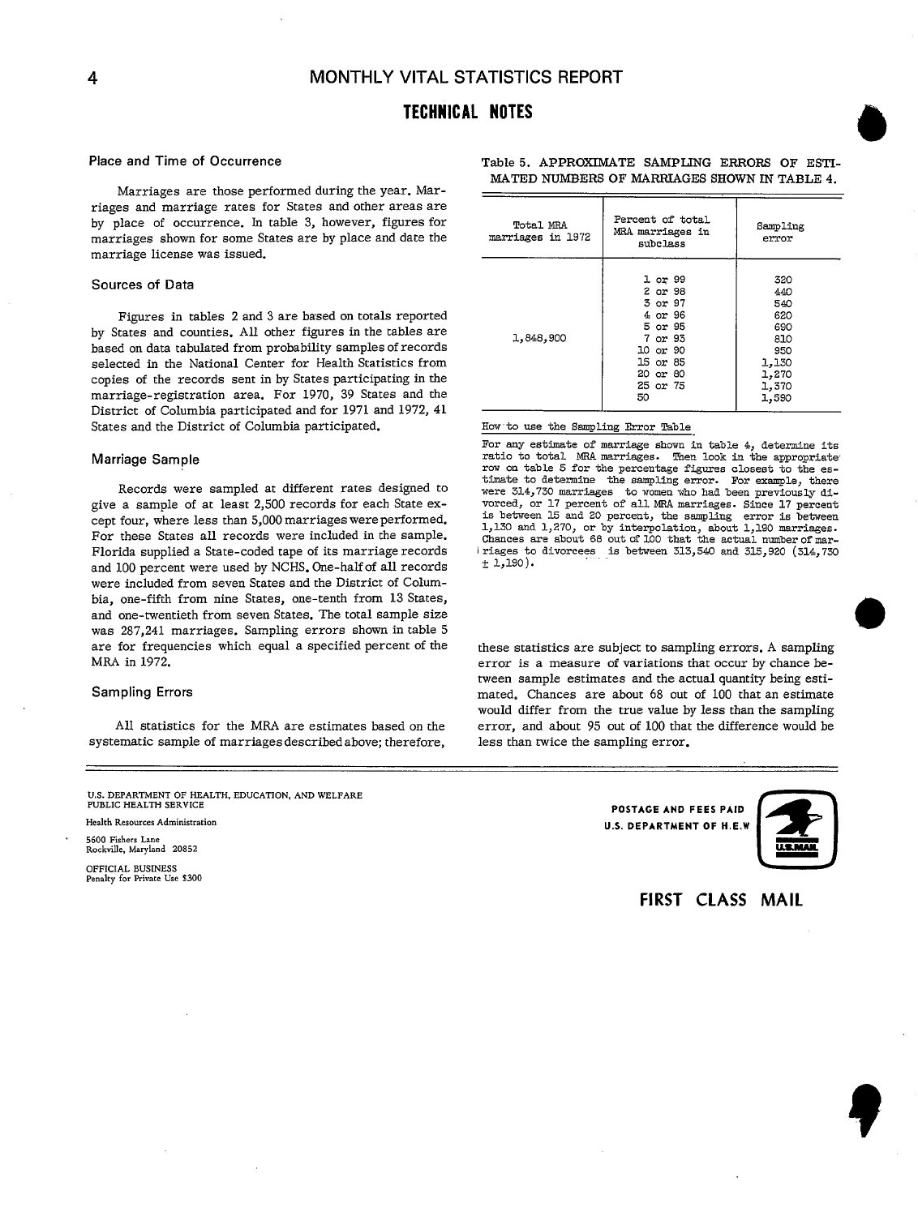## TECHNICAL NOTES

### Place and Time of Occurrence

Marriages are those performed during the year. Marriages and marriage rates for States and other areas are by place of occurrence. In table 3, however, figures for marriages shown for some States are by place and date the marriage license was issued.

### Sources of Data

Figures in tables 2 and 3 are based on totals reported by States and counties. All other figures in the tables are based on data tabulated from probability samples of records selected in the National Center for Health Statistics from copies of the records sent in by States participating in the marriage-registration area. For 1970, 39 States and the District of Columbia participated and for 1971 and 1972, 41 States and the District of Columbia participated.

### Marriage Sample

Records were sampled at different rates designed to give a sample of at least 2,500 records for each State except four, where less than 5,000 marriages were performed. For these States all records were included in the sample. Florida supplied a State-coded tape of its marriage records and 100 percent were used by NCHS. One-half of all records were included from seven States and the District of Columbia, one-fifth from nine States, one-tenth from 13 States, and one-twentieth from seven States. The total sample size was 287,241 marriages. Sampling errors shown in table 5 are for frequencies which equal a specified percent of the MRA in 1972.

### Sampling Errors

All statistics for the MRA are estimates based on the systematic sample of marriages described above; therefore, these statistics are subject to sampling errors. A sampling error is a measure of variations that occur by chance between sample estimates and the actual quantity being estimated. Chances are about 68 out of 100 that an estimate would differ from the true value by less than the sampling error, and about 95 out of 100 that the difference would be less than twice the sampling error.

Table 5. APPROXIMATE SAMPLING ERRORS OF ESTIMATED NUMBERS OF MARRIAGES SHOWN IN TABLE 4.

| Total MRA marriages in 1972 | Percent of total MRA marriages in subclass | Sampling error |
|---|---|---|
| 1,848,900 | 1 or 99 | 320 |
| | 2 or 98 | 440 |
| | 3 or 97 | 540 |
| | 4 or 96 | 620 |
| | 5 or 95 | 690 |
| | 7 or 93 | 810 |
| | 10 or 90 | 950 |
| | 15 or 85 | 1,130 |
| | 20 or 80 | 1,270 |
| | 25 or 75 | 1,370 |
| | 50 | 1,590 |

How to use the Sampling Error Table

For any estimate of marriage shown in table 4, determine its ratio to total MRA marriages. Then look in the appropriate row on table 5 for the percentage figures closest to the estimate to determine the sampling error. For example, there were 314,730 marriages to women who had been previously divorced, or 17 percent of all MRA marriages. Since 17 percent is between 15 and 20 percent, the sampling error is between 1,130 and 1,270, or by interpolation, about 1,190 marriages. Chances are about 68 out of 100 that the actual number of marriages to divorcees is between 313,540 and 315,920 (314,730 ± 1,190).

U.S. DEPARTMENT OF HEALTH, EDUCATION, AND WELFARE
PUBLIC HEALTH SERVICE
Health Resources Administration
5600 Fishers Lane
Rockville, Maryland 20852

OFFICIAL BUSINESS
Penalty for Private Use $300

POSTAGE AND FEES PAID
U.S. DEPARTMENT OF H.E.W

FIRST CLASS MAIL